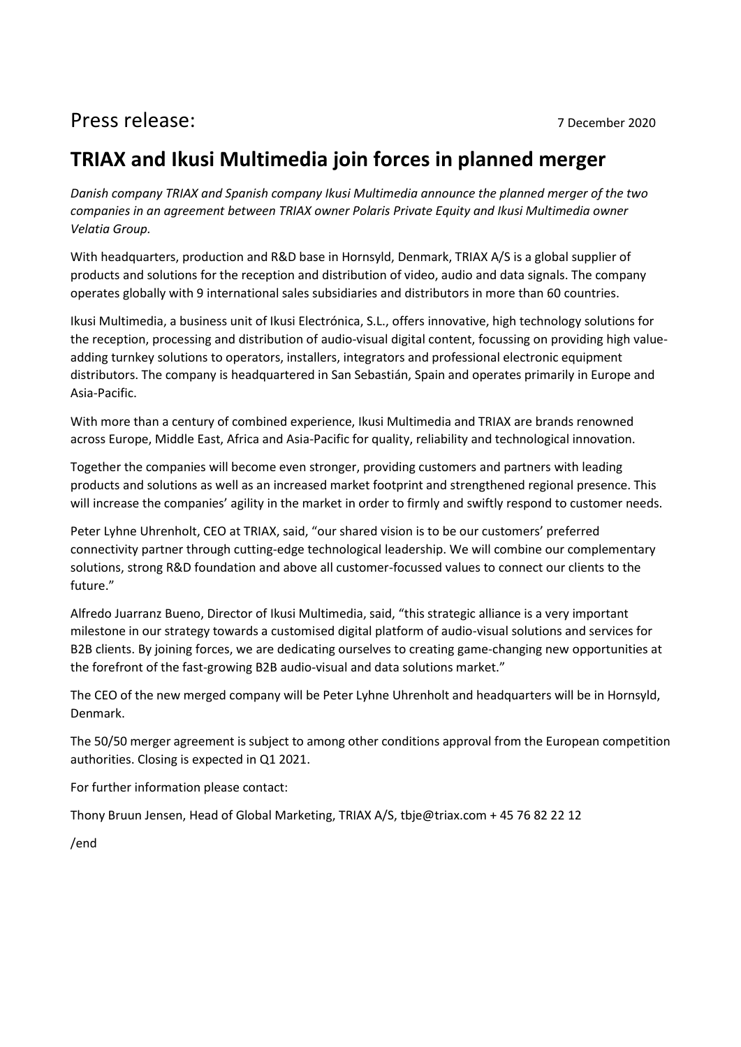Press release: 7 December 2020

# TRIAX and Ikusi Multimedia join forces in planned merger

*Danish company TRIAX and Spanish company Ikusi Multimedia announce the planned merger of the two companies in an agreement between TRIAX owner Polaris Private Equity and Ikusi Multimedia owner Velatia Group.*

With headquarters, production and R&D base in Hornsyld, Denmark, TRIAX A/S is a global supplier of products and solutions for the reception and distribution of video, audio and data signals. The company operates globally with 9 international sales subsidiaries and distributors in more than 60 countries.

Ikusi Multimedia, a business unit of Ikusi Electrónica, S.L., offers innovative, high technology solutions for the reception, processing and distribution of audio-visual digital content, focussing on providing high value-adding turnkey solutions to operators, installers, integrators and professional electronic equipment distributors. The company is headquartered in San Sebastián, Spain and operates primarily in Europe and Asia-Pacific.

With more than a century of combined experience, Ikusi Multimedia and TRIAX are brands renowned across Europe, Middle East, Africa and Asia-Pacific for quality, reliability and technological innovation.

Together the companies will become even stronger, providing customers and partners with leading products and solutions as well as an increased market footprint and strengthened regional presence. This will increase the companies' agility in the market in order to firmly and swiftly respond to customer needs.

Peter Lyhne Uhrenholt, CEO at TRIAX, said, "our shared vision is to be our customers' preferred connectivity partner through cutting-edge technological leadership. We will combine our complementary solutions, strong R&D foundation and above all customer-focussed values to connect our clients to the future."

Alfredo Juarranz Bueno, Director of Ikusi Multimedia, said, "this strategic alliance is a very important milestone in our strategy towards a customised digital platform of audio-visual solutions and services for B2B clients. By joining forces, we are dedicating ourselves to creating game-changing new opportunities at the forefront of the fast-growing B2B audio-visual and data solutions market."

The CEO of the new merged company will be Peter Lyhne Uhrenholt and headquarters will be in Hornsyld, Denmark.

The 50/50 merger agreement is subject to among other conditions approval from the European competition authorities. Closing is expected in Q1 2021.

For further information please contact:

Thony Bruun Jensen, Head of Global Marketing, TRIAX A/S, tbje@triax.com + 45 76 82 22 12

/end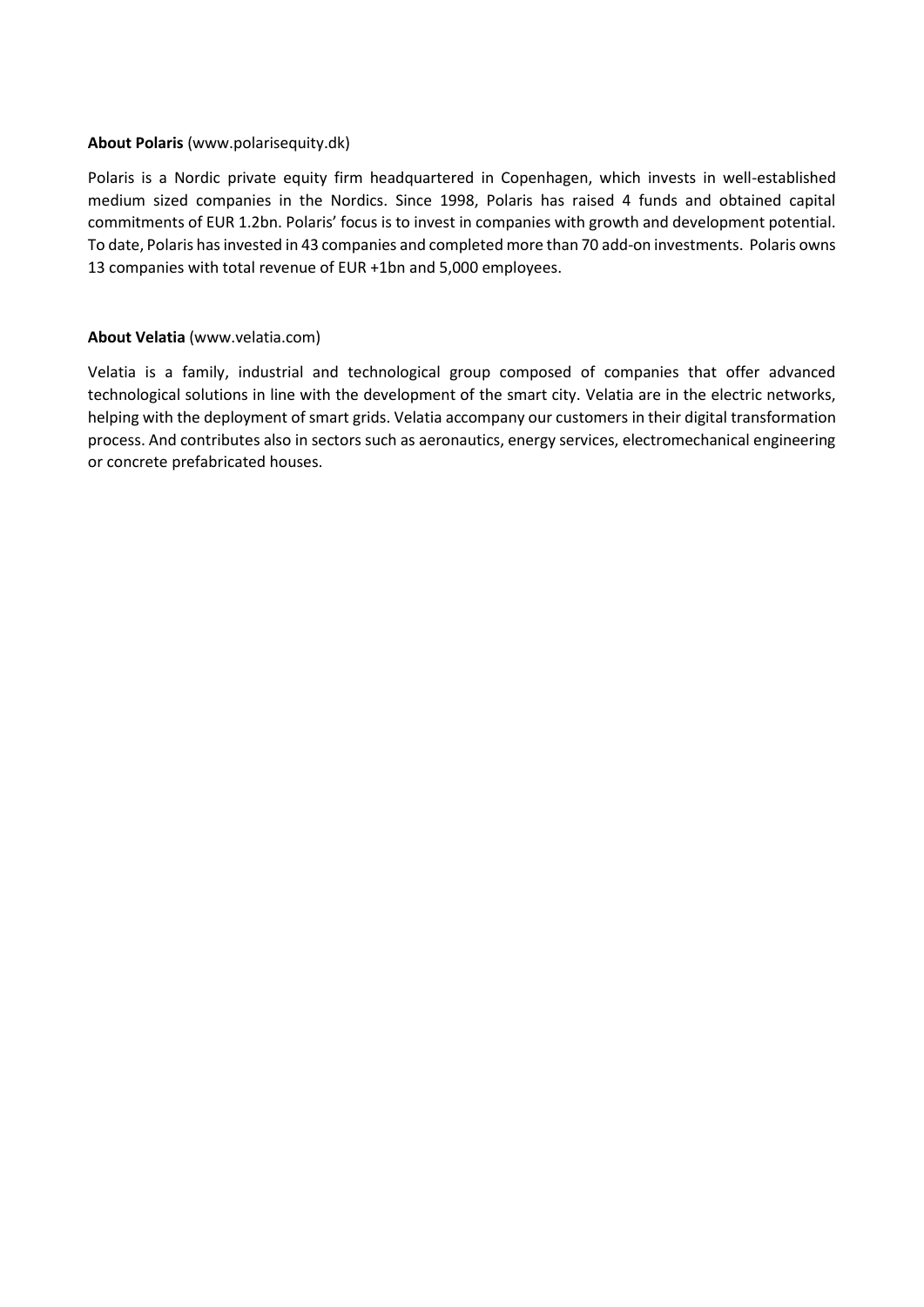**About Polaris** (www.polarisequity.dk)

Polaris is a Nordic private equity firm headquartered in Copenhagen, which invests in well-established medium sized companies in the Nordics. Since 1998, Polaris has raised 4 funds and obtained capital commitments of EUR 1.2bn. Polaris' focus is to invest in companies with growth and development potential. To date, Polaris has invested in 43 companies and completed more than 70 add-on investments. Polaris owns 13 companies with total revenue of EUR +1bn and 5,000 employees.

**About Velatia** (www.velatia.com)

Velatia is a family, industrial and technological group composed of companies that offer advanced technological solutions in line with the development of the smart city. Velatia are in the electric networks, helping with the deployment of smart grids. Velatia accompany our customers in their digital transformation process. And contributes also in sectors such as aeronautics, energy services, electromechanical engineering or concrete prefabricated houses.